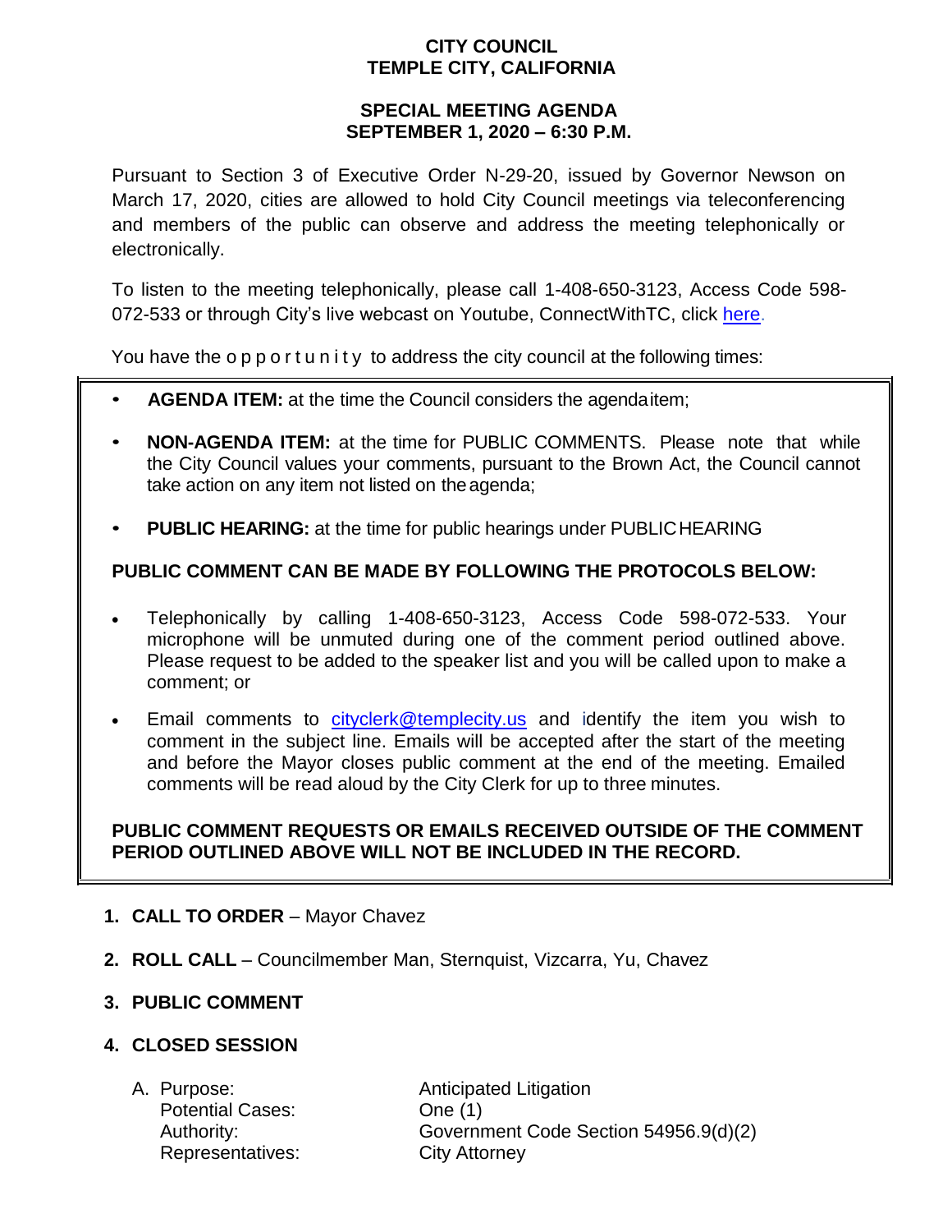# CITY COUNCIL
# TEMPLE CITY, CALIFORNIA

## SPECIAL MEETING AGENDA
## SEPTEMBER 1, 2020 – 6:30 P.M.

Pursuant to Section 3 of Executive Order N-29-20, issued by Governor Newson on March 17, 2020, cities are allowed to hold City Council meetings via teleconferencing and members of the public can observe and address the meeting telephonically or electronically.

To listen to the meeting telephonically, please call 1-408-650-3123, Access Code 598-072-533 or through City's live webcast on Youtube, ConnectWithTC, click here.

You have the opportunity to address the city council at the following times:

- **AGENDA ITEM:** at the time the Council considers the agenda item;
- **NON-AGENDA ITEM:** at the time for PUBLIC COMMENTS. Please note that while the City Council values your comments, pursuant to the Brown Act, the Council cannot take action on any item not listed on the agenda;
- **PUBLIC HEARING:** at the time for public hearings under PUBLIC HEARING

**PUBLIC COMMENT CAN BE MADE BY FOLLOWING THE PROTOCOLS BELOW:**

- Telephonically by calling 1-408-650-3123, Access Code 598-072-533. Your microphone will be unmuted during one of the comment period outlined above. Please request to be added to the speaker list and you will be called upon to make a comment; or
- Email comments to cityclerk@templecity.us and identify the item you wish to comment in the subject line. Emails will be accepted after the start of the meeting and before the Mayor closes public comment at the end of the meeting. Emailed comments will be read aloud by the City Clerk for up to three minutes.

**PUBLIC COMMENT REQUESTS OR EMAILS RECEIVED OUTSIDE OF THE COMMENT PERIOD OUTLINED ABOVE WILL NOT BE INCLUDED IN THE RECORD.**

1. **CALL TO ORDER** – Mayor Chavez

2. **ROLL CALL** – Councilmember Man, Sternquist, Vizcarra, Yu, Chavez

3. **PUBLIC COMMENT**

4. **CLOSED SESSION**

   A. Purpose: Anticipated Litigation
   Potential Cases: One (1)
   Authority: Government Code Section 54956.9(d)(2)
   Representatives: City Attorney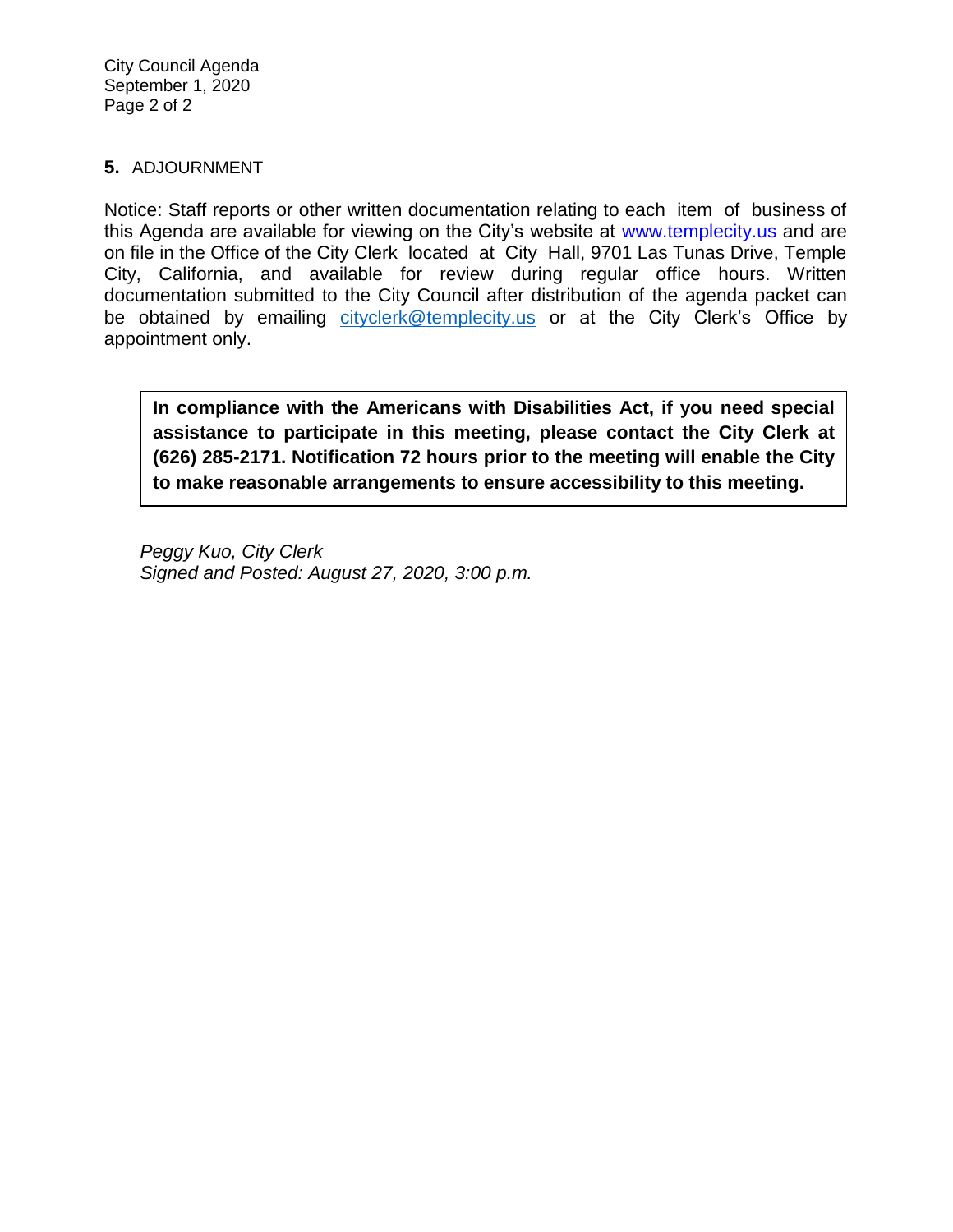**5.** ADJOURNMENT

Notice: Staff reports or other written documentation relating to each item of business of this Agenda are available for viewing on the City's website at www.templecity.us and are on file in the Office of the City Clerk located at City Hall, 9701 Las Tunas Drive, Temple City, California, and available for review during regular office hours. Written documentation submitted to the City Council after distribution of the agenda packet can be obtained by emailing cityclerk@templecity.us or at the City Clerk's Office by appointment only.

**In compliance with the Americans with Disabilities Act, if you need special assistance to participate in this meeting, please contact the City Clerk at (626) 285-2171. Notification 72 hours prior to the meeting will enable the City to make reasonable arrangements to ensure accessibility to this meeting.**

*Peggy Kuo, City Clerk*
*Signed and Posted: August 27, 2020, 3:00 p.m.*